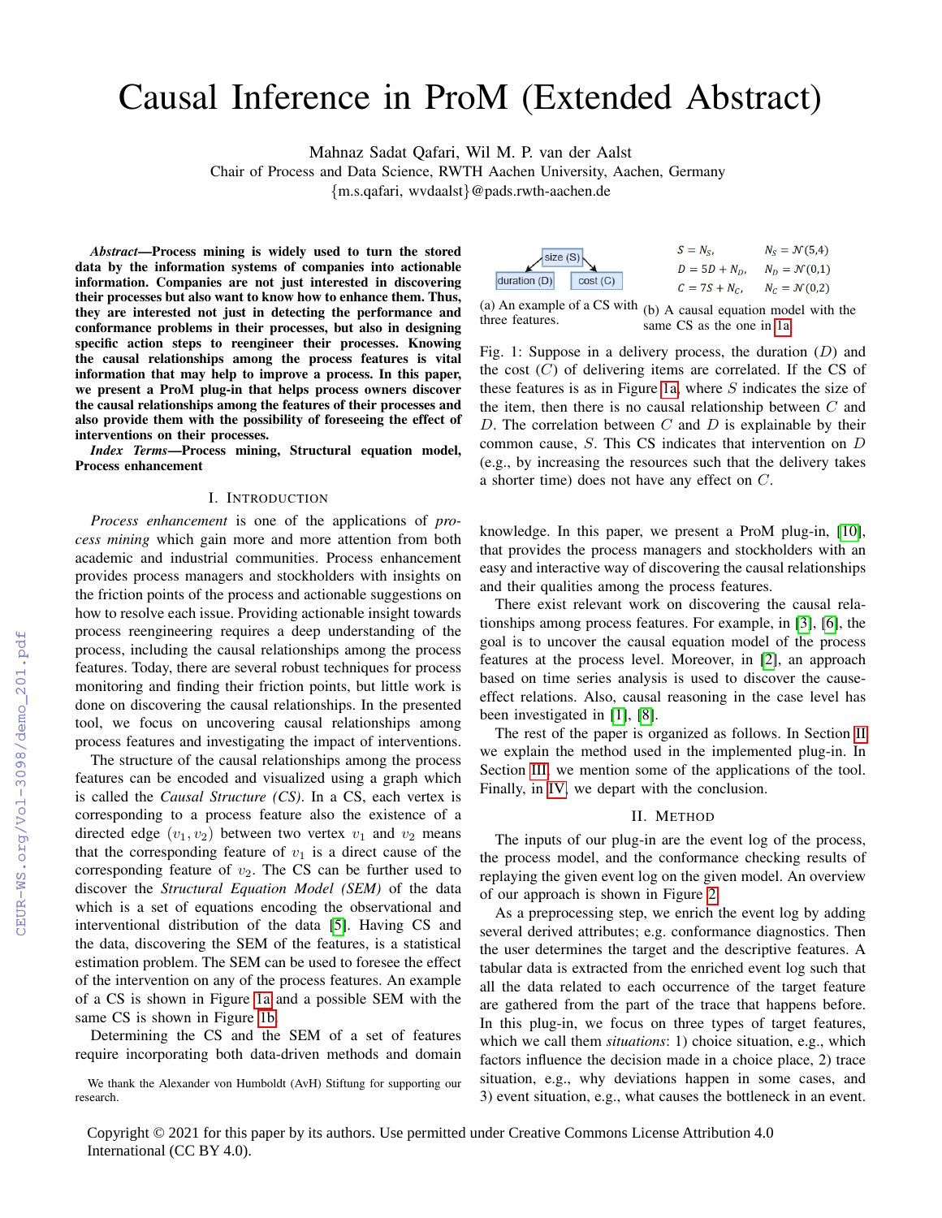# Causal Inference in ProM (Extended Abstract)

Mahnaz Sadat Qafari, Wil M. P. van der Aalst
Chair of Process and Data Science, RWTH Aachen University, Aachen, Germany
{m.s.qafari, wvdaalst}@pads.rwth-aachen.de

***Abstract*—Process mining is widely used to turn the stored data by the information systems of companies into actionable information. Companies are not just interested in discovering their processes but also want to know how to enhance them. Thus, they are interested not just in detecting the performance and conformance problems in their processes, but also in designing specific action steps to reengineer their processes. Knowing the causal relationships among the process features is vital information that may help to improve a process. In this paper, we present a ProM plug-in that helps process owners discover the causal relationships among the features of their processes and also provide them with the possibility of foreseeing the effect of interventions on their processes.**

***Index Terms*—Process mining, Structural equation model, Process enhancement**

## I. Introduction

*Process enhancement* is one of the applications of *process mining* which gain more and more attention from both academic and industrial communities. Process enhancement provides process managers and stockholders with insights on the friction points of the process and actionable suggestions on how to resolve each issue. Providing actionable insight towards process reengineering requires a deep understanding of the process, including the causal relationships among the process features. Today, there are several robust techniques for process monitoring and finding their friction points, but little work is done on discovering the causal relationships. In the presented tool, we focus on uncovering causal relationships among process features and investigating the impact of interventions.

The structure of the causal relationships among the process features can be encoded and visualized using a graph which is called the *Causal Structure (CS)*. In a CS, each vertex is corresponding to a process feature also the existence of a directed edge $(v_1, v_2)$ between two vertex $v_1$ and $v_2$ means that the corresponding feature of $v_1$ is a direct cause of the corresponding feature of $v_2$. The CS can be further used to discover the *Structural Equation Model (SEM)* of the data which is a set of equations encoding the observational and interventional distribution of the data [5]. Having CS and the data, discovering the SEM of the features, is a statistical estimation problem. The SEM can be used to foresee the effect of the intervention on any of the process features. An example of a CS is shown in Figure 1a and a possible SEM with the same CS is shown in Figure 1b.

Determining the CS and the SEM of a set of features require incorporating both data-driven methods and domain knowledge. In this paper, we present a ProM plug-in, [10], that provides the process managers and stockholders with an easy and interactive way of discovering the causal relationships and their qualities among the process features.

size (S)
duration (D)
cost (C)

(a) An example of a CS with three features.

$$S = N_S, \quad N_S = \mathcal{N}(5,4)$$
$$D = 5D + N_D, \quad N_D = \mathcal{N}(0,1)$$
$$C = 7S + N_C, \quad N_C = \mathcal{N}(0,2)$$

(b) A causal equation model with the same CS as the one in 1a

Fig. 1: Suppose in a delivery process, the duration ($D$) and the cost ($C$) of delivering items are correlated. If the CS of these features is as in Figure 1a, where $S$ indicates the size of the item, then there is no causal relationship between $C$ and $D$. The correlation between $C$ and $D$ is explainable by their common cause, $S$. This CS indicates that intervention on $D$ (e.g., by increasing the resources such that the delivery takes a shorter time) does not have any effect on $C$.

There exist relevant work on discovering the causal relationships among process features. For example, in [3], [6], the goal is to uncover the causal equation model of the process features at the process level. Moreover, in [2], an approach based on time series analysis is used to discover the cause-effect relations. Also, causal reasoning in the case level has been investigated in [1], [8].

The rest of the paper is organized as follows. In Section II we explain the method used in the implemented plug-in. In Section III, we mention some of the applications of the tool. Finally, in IV, we depart with the conclusion.

## II. Method

The inputs of our plug-in are the event log of the process, the process model, and the conformance checking results of replaying the given event log on the given model. An overview of our approach is shown in Figure 2.

As a preprocessing step, we enrich the event log by adding several derived attributes; e.g. conformance diagnostics. Then the user determines the target and the descriptive features. A tabular data is extracted from the enriched event log such that all the data related to each occurrence of the target feature are gathered from the part of the trace that happens before. In this plug-in, we focus on three types of target features, which we call them *situations*: 1) choice situation, e.g., which factors influence the decision made in a choice place, 2) trace situation, e.g., why deviations happen in some cases, and 3) event situation, e.g., what causes the bottleneck in an event.

We thank the Alexander von Humboldt (AvH) Stiftung for supporting our research.

Copyright © 2021 for this paper by its authors. Use permitted under Creative Commons License Attribution 4.0 International (CC BY 4.0).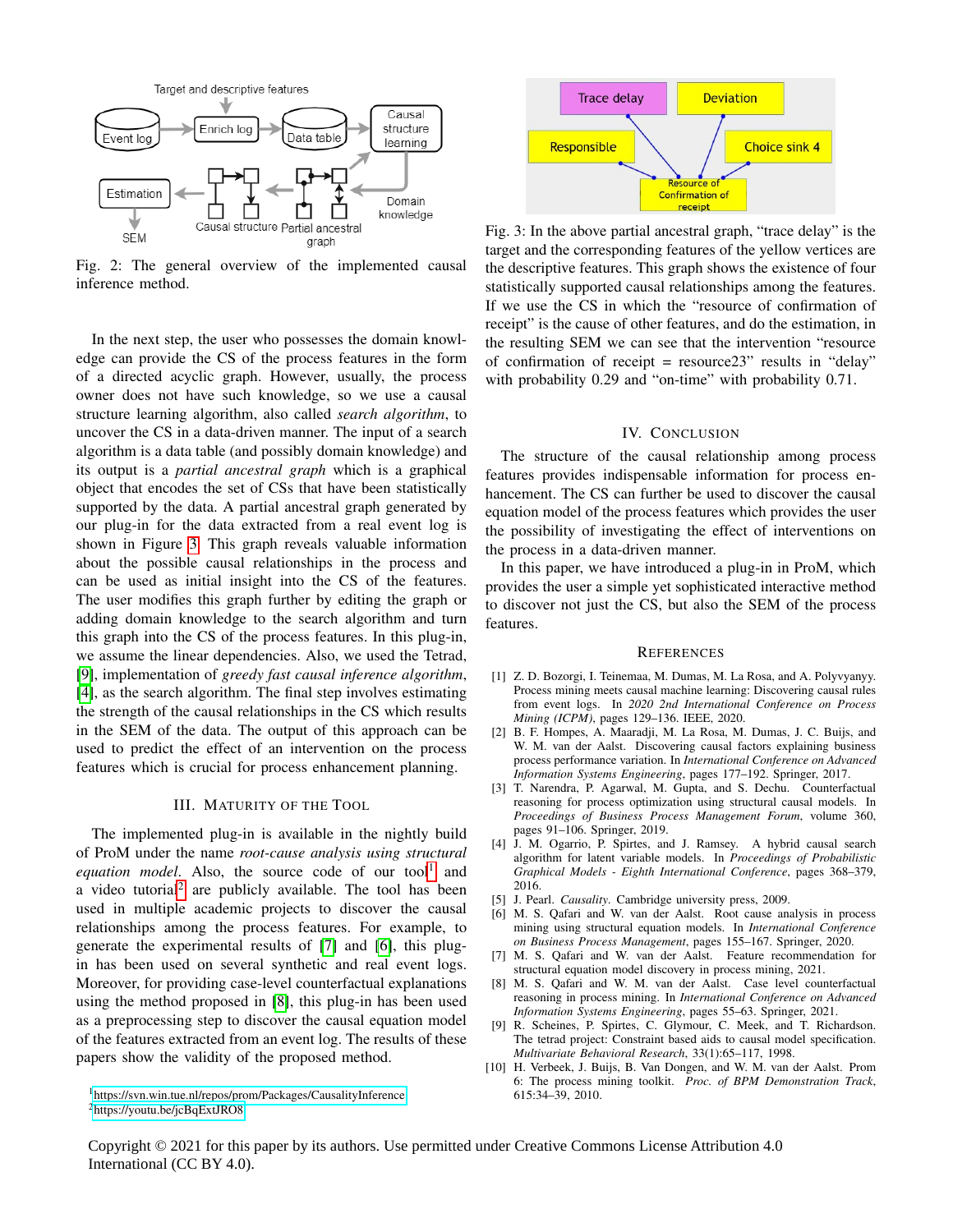Target and descriptive features

Event log

Enrich log

Data table

Causal structure learning

Domain knowledge

Estimation

SEM

Causal structure

Partial ancestral graph

Fig. 2: The general overview of the implemented causal inference method.

In the next step, the user who possesses the domain knowledge can provide the CS of the process features in the form of a directed acyclic graph. However, usually, the process owner does not have such knowledge, so we use a causal structure learning algorithm, also called *search algorithm*, to uncover the CS in a data-driven manner. The input of a search algorithm is a data table (and possibly domain knowledge) and its output is a *partial ancestral graph* which is a graphical object that encodes the set of CSs that have been statistically supported by the data. A partial ancestral graph generated by our plug-in for the data extracted from a real event log is shown in Figure 3. This graph reveals valuable information about the possible causal relationships in the process and can be used as initial insight into the CS of the features. The user modifies this graph further by editing the graph or adding domain knowledge to the search algorithm and turn this graph into the CS of the process features. In this plug-in, we assume the linear dependencies. Also, we used the Tetrad, [9], implementation of *greedy fast causal inference algorithm*, [4], as the search algorithm. The final step involves estimating the strength of the causal relationships in the CS which results in the SEM of the data. The output of this approach can be used to predict the effect of an intervention on the process features which is crucial for process enhancement planning.

## III. Maturity of the Tool

The implemented plug-in is available in the nightly build of ProM under the name *root-cause analysis using structural equation model*. Also, the source code of our tool[1] and a video tutorial[2] are publicly available. The tool has been used in multiple academic projects to discover the causal relationships among the process features. For example, to generate the experimental results of [7] and [6], this plug-in has been used on several synthetic and real event logs. Moreover, for providing case-level counterfactual explanations using the method proposed in [8], this plug-in has been used as a preprocessing step to discover the causal equation model of the features extracted from an event log. The results of these papers show the validity of the proposed method.

[1] https://svn.win.tue.nl/repos/prom/Packages/CausalityInference

[2] https://youtu.be/jcBqExtJRO8

Trace delay

Deviation

Responsible

Choice sink 4

Resource of Confirmation of receipt

Fig. 3: In the above partial ancestral graph, "trace delay" is the target and the corresponding features of the yellow vertices are the descriptive features. This graph shows the existence of four statistically supported causal relationships among the features. If we use the CS in which the "resource of confirmation of receipt" is the cause of other features, and do the estimation, in the resulting SEM we can see that the intervention "resource of confirmation of receipt = resource23" results in "delay" with probability 0.29 and "on-time" with probability 0.71.

## IV. Conclusion

The structure of the causal relationship among process features provides indispensable information for process enhancement. The CS can further be used to discover the causal equation model of the process features which provides the user the possibility of investigating the effect of interventions on the process in a data-driven manner.

In this paper, we have introduced a plug-in in ProM, which provides the user a simple yet sophisticated interactive method to discover not just the CS, but also the SEM of the process features.

## References

[1] Z. D. Bozorgi, I. Teinemaa, M. Dumas, M. La Rosa, and A. Polyvyanyy. Process mining meets causal machine learning: Discovering causal rules from event logs. In *2020 2nd International Conference on Process Mining (ICPM)*, pages 129–136. IEEE, 2020.

[2] B. F. Hompes, A. Maaradji, M. La Rosa, M. Dumas, J. C. Buijs, and W. M. van der Aalst. Discovering causal factors explaining business process performance variation. In *International Conference on Advanced Information Systems Engineering*, pages 177–192. Springer, 2017.

[3] T. Narendra, P. Agarwal, M. Gupta, and S. Dechu. Counterfactual reasoning for process optimization using structural causal models. In *Proceedings of Business Process Management Forum*, volume 360, pages 91–106. Springer, 2019.

[4] J. M. Ogarrio, P. Spirtes, and J. Ramsey. A hybrid causal search algorithm for latent variable models. In *Proceedings of Probabilistic Graphical Models - Eighth International Conference*, pages 368–379, 2016.

[5] J. Pearl. *Causality*. Cambridge university press, 2009.

[6] M. S. Qafari and W. van der Aalst. Root cause analysis in process mining using structural equation models. In *International Conference on Business Process Management*, pages 155–167. Springer, 2020.

[7] M. S. Qafari and W. van der Aalst. Feature recommendation for structural equation model discovery in process mining, 2021.

[8] M. S. Qafari and W. M. van der Aalst. Case level counterfactual reasoning in process mining. In *International Conference on Advanced Information Systems Engineering*, pages 55–63. Springer, 2021.

[9] R. Scheines, P. Spirtes, C. Glymour, C. Meek, and T. Richardson. The tetrad project: Constraint based aids to causal model specification. *Multivariate Behavioral Research*, 33(1):65–117, 1998.

[10] H. Verbeek, J. Buijs, B. Van Dongen, and W. M. van der Aalst. Prom 6: The process mining toolkit. *Proc. of BPM Demonstration Track*, 615:34–39, 2010.

Copyright © 2021 for this paper by its authors. Use permitted under Creative Commons License Attribution 4.0 International (CC BY 4.0).